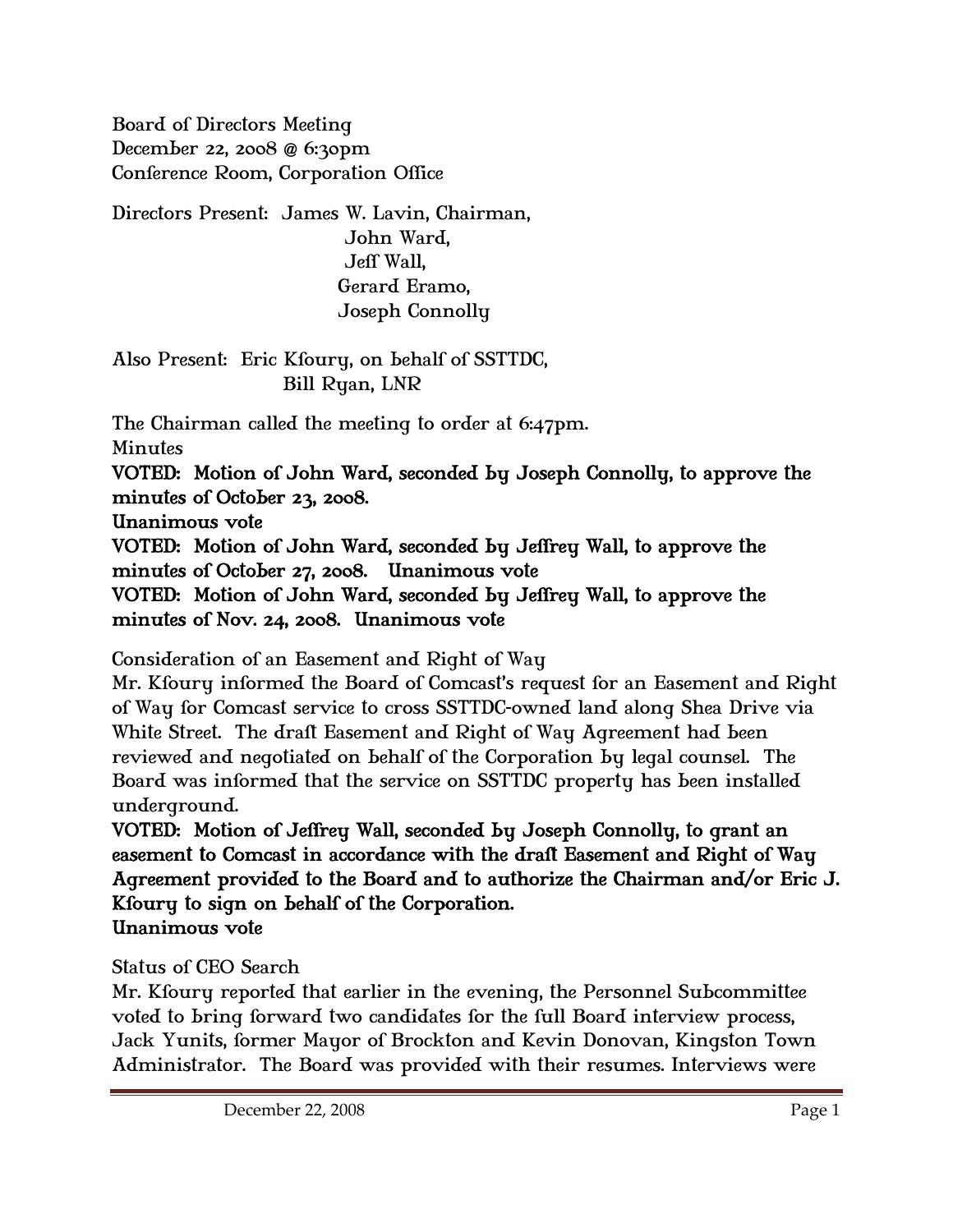Board of Directors Meeting
December 22, 2008 @ 6:30pm
Conference Room, Corporation Office

Directors Present: James W. Lavin, Chairman,
John Ward,
Jeff Wall,
Gerard Eramo,
Joseph Connolly

Also Present: Eric Kfoury, on behalf of SSTTDC,
Bill Ryan, LNR

The Chairman called the meeting to order at 6:47pm.

Minutes

**VOTED: Motion of John Ward, seconded by Joseph Connolly, to approve the minutes of October 23, 2008.**
**Unanimous vote**

**VOTED: Motion of John Ward, seconded by Jeffrey Wall, to approve the minutes of October 27, 2008. Unanimous vote**

**VOTED: Motion of John Ward, seconded by Jeffrey Wall, to approve the minutes of Nov. 24, 2008. Unanimous vote**

Consideration of an Easement and Right of Way

Mr. Kfoury informed the Board of Comcast's request for an Easement and Right of Way for Comcast service to cross SSTTDC-owned land along Shea Drive via White Street. The draft Easement and Right of Way Agreement had been reviewed and negotiated on behalf of the Corporation by legal counsel. The Board was informed that the service on SSTTDC property has been installed underground.

**VOTED: Motion of Jeffrey Wall, seconded by Joseph Connolly, to grant an easement to Comcast in accordance with the draft Easement and Right of Way Agreement provided to the Board and to authorize the Chairman and/or Eric J. Kfoury to sign on behalf of the Corporation.**
**Unanimous vote**

Status of CEO Search

Mr. Kfoury reported that earlier in the evening, the Personnel Subcommittee voted to bring forward two candidates for the full Board interview process, Jack Yunits, former Mayor of Brockton and Kevin Donovan, Kingston Town Administrator. The Board was provided with their resumes. Interviews were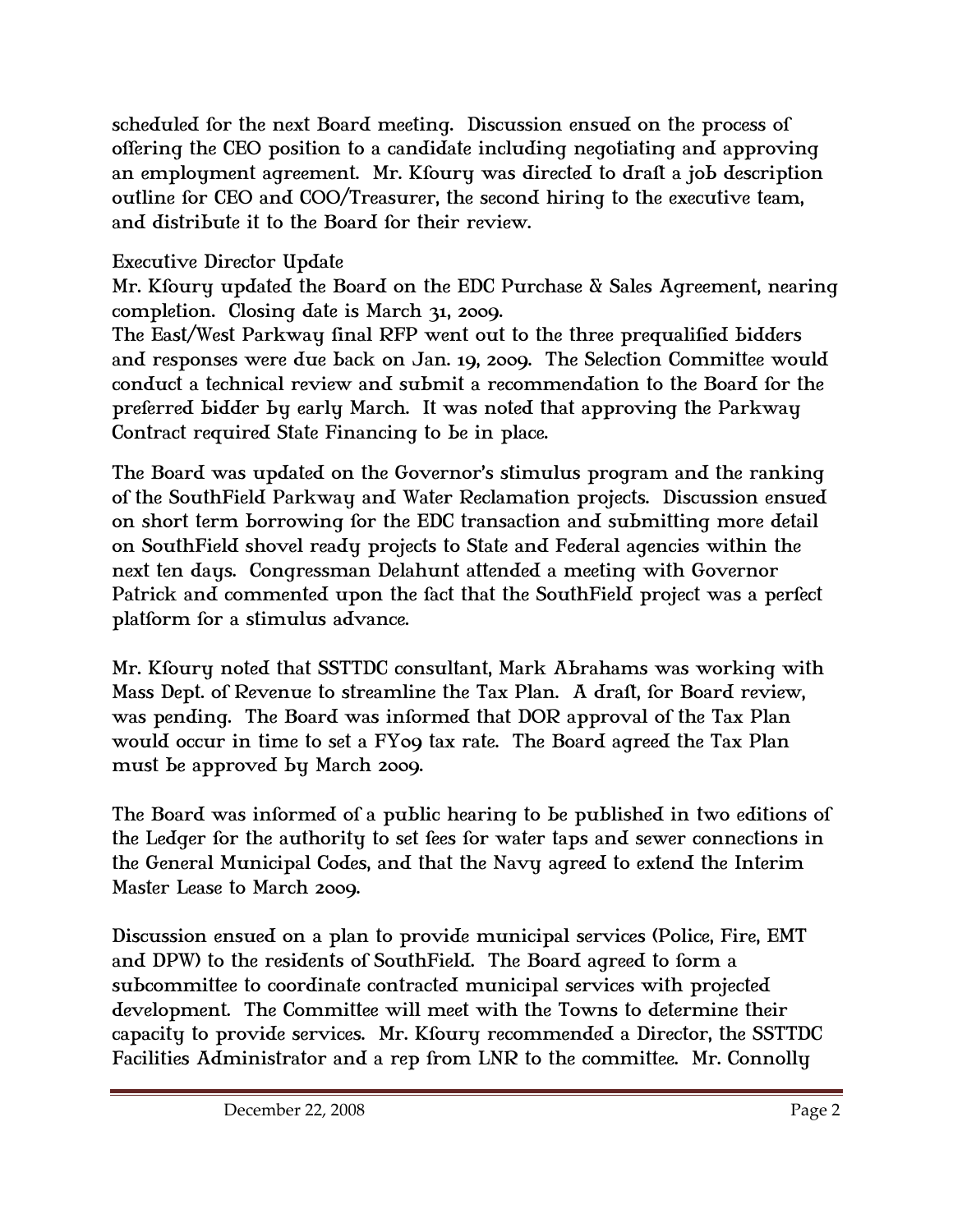scheduled for the next Board meeting. Discussion ensued on the process of offering the CEO position to a candidate including negotiating and approving an employment agreement. Mr. Kfoury was directed to draft a job description outline for CEO and COO/Treasurer, the second hiring to the executive team, and distribute it to the Board for their review.

Executive Director Update

Mr. Kfoury updated the Board on the EDC Purchase & Sales Agreement, nearing completion. Closing date is March 31, 2009.

The East/West Parkway final RFP went out to the three prequalified bidders and responses were due back on Jan. 19, 2009. The Selection Committee would conduct a technical review and submit a recommendation to the Board for the preferred bidder by early March. It was noted that approving the Parkway Contract required State Financing to be in place.

The Board was updated on the Governor's stimulus program and the ranking of the SouthField Parkway and Water Reclamation projects. Discussion ensued on short term borrowing for the EDC transaction and submitting more detail on SouthField shovel ready projects to State and Federal agencies within the next ten days. Congressman Delahunt attended a meeting with Governor Patrick and commented upon the fact that the SouthField project was a perfect platform for a stimulus advance.

Mr. Kfoury noted that SSTTDC consultant, Mark Abrahams was working with Mass Dept. of Revenue to streamline the Tax Plan. A draft, for Board review, was pending. The Board was informed that DOR approval of the Tax Plan would occur in time to set a FY09 tax rate. The Board agreed the Tax Plan must be approved by March 2009.

The Board was informed of a public hearing to be published in two editions of the Ledger for the authority to set fees for water taps and sewer connections in the General Municipal Codes, and that the Navy agreed to extend the Interim Master Lease to March 2009.

Discussion ensued on a plan to provide municipal services (Police, Fire, EMT and DPW) to the residents of SouthField. The Board agreed to form a subcommittee to coordinate contracted municipal services with projected development. The Committee will meet with the Towns to determine their capacity to provide services. Mr. Kfoury recommended a Director, the SSTTDC Facilities Administrator and a rep from LNR to the committee. Mr. Connolly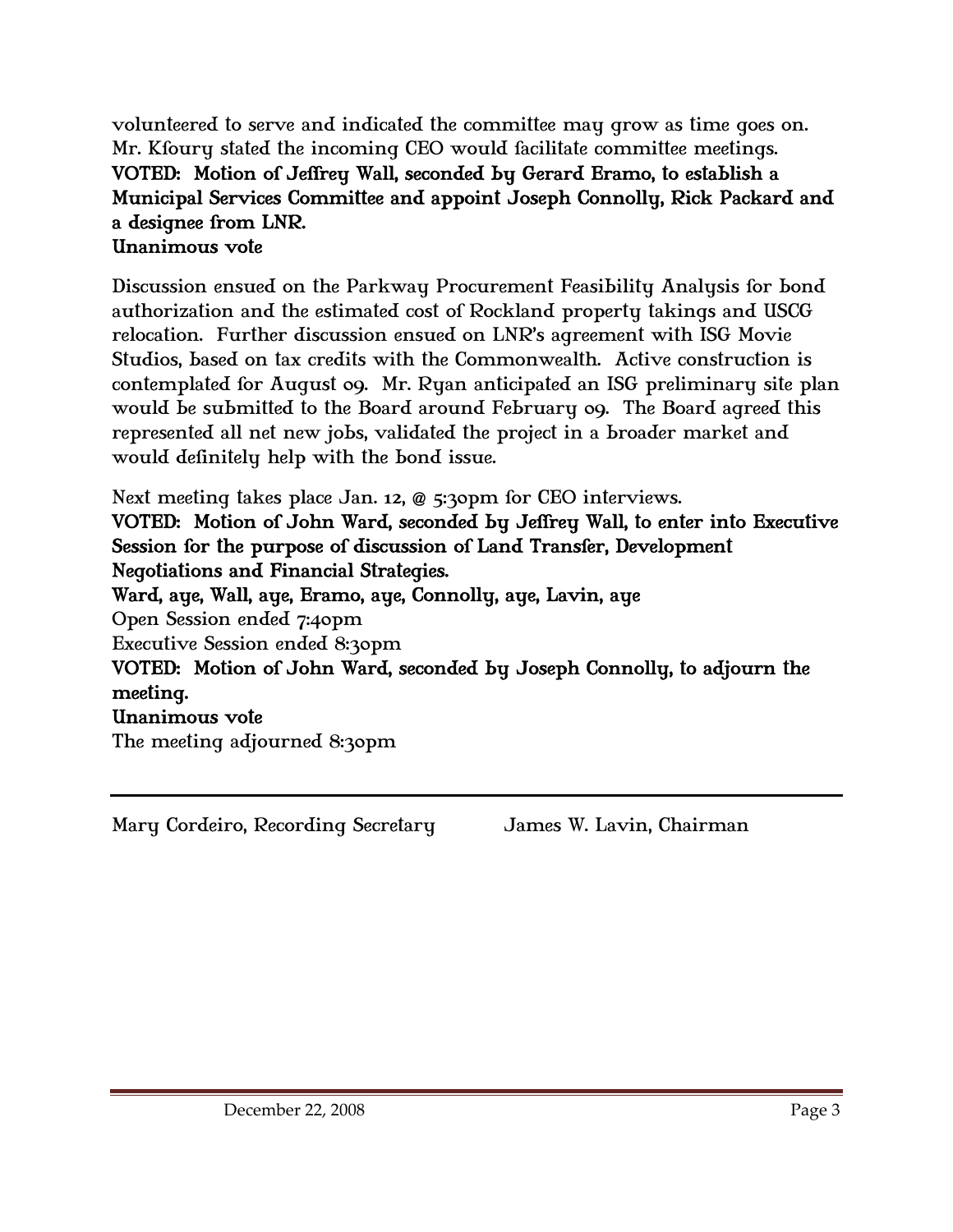volunteered to serve and indicated the committee may grow as time goes on. Mr. Kfoury stated the incoming CEO would facilitate committee meetings.

**VOTED: Motion of Jeffrey Wall, seconded by Gerard Eramo, to establish a Municipal Services Committee and appoint Joseph Connolly, Rick Packard and a designee from LNR.**
**Unanimous vote**

Discussion ensued on the Parkway Procurement Feasibility Analysis for bond authorization and the estimated cost of Rockland property takings and USCG relocation. Further discussion ensued on LNR's agreement with ISG Movie Studios, based on tax credits with the Commonwealth. Active construction is contemplated for August 09. Mr. Ryan anticipated an ISG preliminary site plan would be submitted to the Board around February 09. The Board agreed this represented all net new jobs, validated the project in a broader market and would definitely help with the bond issue.

Next meeting takes place Jan. 12, @ 5:30pm for CEO interviews.

**VOTED: Motion of John Ward, seconded by Jeffrey Wall, to enter into Executive Session for the purpose of discussion of Land Transfer, Development Negotiations and Financial Strategies.**
**Ward, aye, Wall, aye, Eramo, aye, Connolly, aye, Lavin, aye**

Open Session ended 7:40pm
Executive Session ended 8:30pm

**VOTED: Motion of John Ward, seconded by Joseph Connolly, to adjourn the meeting.**
**Unanimous vote**

The meeting adjourned 8:30pm

---

Mary Cordeiro, Recording Secretary          James W. Lavin, Chairman